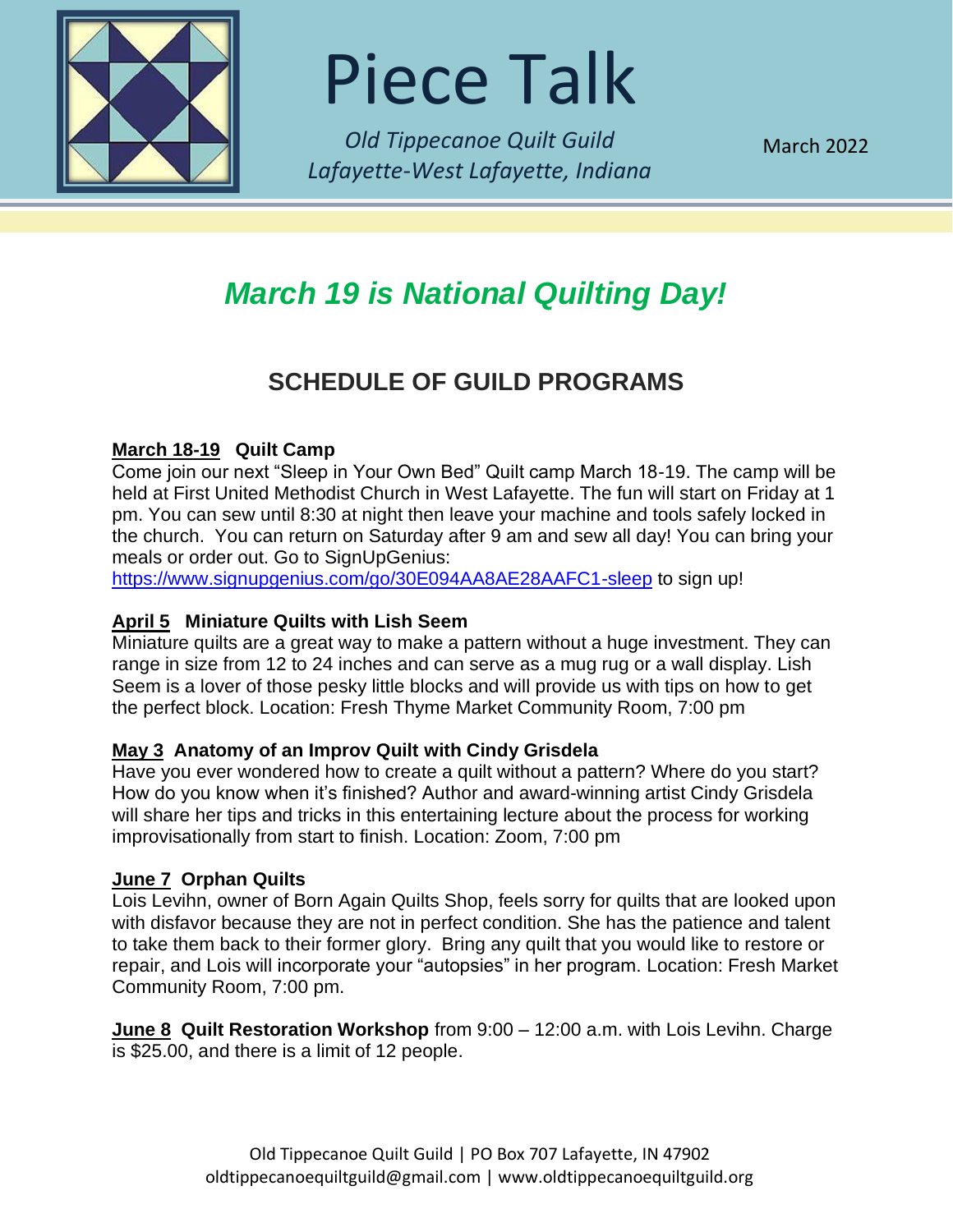# Piece Talk

*Old Tippecanoe Quilt Guild*
*Lafayette-West Lafayette, Indiana*

March 2022

## *March 19 is National Quilting Day!*

## SCHEDULE OF GUILD PROGRAMS

**March 18-19 Quilt Camp**
Come join our next "Sleep in Your Own Bed" Quilt camp March 18-19. The camp will be held at First United Methodist Church in West Lafayette. The fun will start on Friday at 1 pm. You can sew until 8:30 at night then leave your machine and tools safely locked in the church. You can return on Saturday after 9 am and sew all day! You can bring your meals or order out. Go to SignUpGenius: https://www.signupgenius.com/go/30E094AA8AE28AAFC1-sleep to sign up!

**April 5 Miniature Quilts with Lish Seem**
Miniature quilts are a great way to make a pattern without a huge investment. They can range in size from 12 to 24 inches and can serve as a mug rug or a wall display. Lish Seem is a lover of those pesky little blocks and will provide us with tips on how to get the perfect block. Location: Fresh Thyme Market Community Room, 7:00 pm

**May 3 Anatomy of an Improv Quilt with Cindy Grisdela**
Have you ever wondered how to create a quilt without a pattern? Where do you start? How do you know when it's finished? Author and award-winning artist Cindy Grisdela will share her tips and tricks in this entertaining lecture about the process for working improvisationally from start to finish. Location: Zoom, 7:00 pm

**June 7 Orphan Quilts**
Lois Levihn, owner of Born Again Quilts Shop, feels sorry for quilts that are looked upon with disfavor because they are not in perfect condition. She has the patience and talent to take them back to their former glory. Bring any quilt that you would like to restore or repair, and Lois will incorporate your "autopsies" in her program. Location: Fresh Market Community Room, 7:00 pm.

**June 8 Quilt Restoration Workshop** from 9:00 – 12:00 a.m. with Lois Levihn. Charge is $25.00, and there is a limit of 12 people.

Old Tippecanoe Quilt Guild | PO Box 707 Lafayette, IN 47902
oldtippecanoequiltguild@gmail.com | www.oldtippecanoequiltguild.org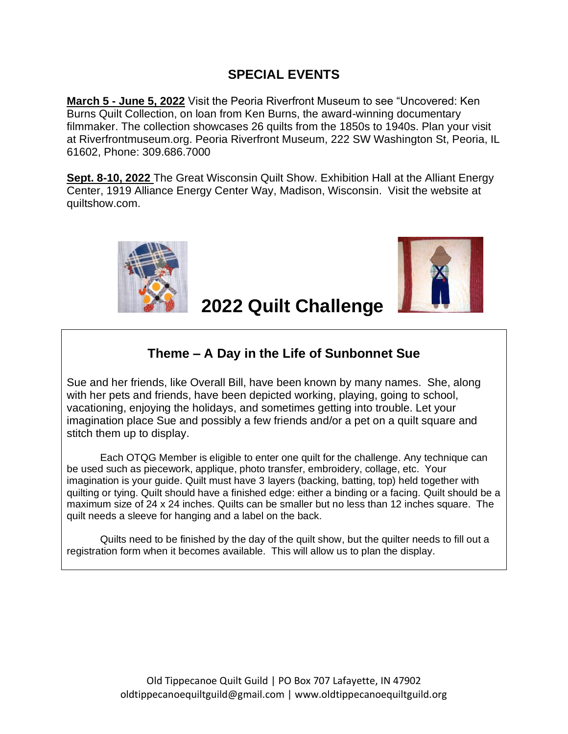## SPECIAL EVENTS

**March 5 - June 5, 2022** Visit the Peoria Riverfront Museum to see "Uncovered: Ken Burns Quilt Collection, on loan from Ken Burns, the award-winning documentary filmmaker. The collection showcases 26 quilts from the 1850s to 1940s. Plan your visit at Riverfrontmuseum.org. Peoria Riverfront Museum, 222 SW Washington St, Peoria, IL 61602, Phone: 309.686.7000

**Sept. 8-10, 2022** The Great Wisconsin Quilt Show. Exhibition Hall at the Alliant Energy Center, 1919 Alliance Energy Center Way, Madison, Wisconsin. Visit the website at quiltshow.com.

## 2022 Quilt Challenge

### Theme – A Day in the Life of Sunbonnet Sue

Sue and her friends, like Overall Bill, have been known by many names. She, along with her pets and friends, have been depicted working, playing, going to school, vacationing, enjoying the holidays, and sometimes getting into trouble. Let your imagination place Sue and possibly a few friends and/or a pet on a quilt square and stitch them up to display.

Each OTQG Member is eligible to enter one quilt for the challenge. Any technique can be used such as piecework, applique, photo transfer, embroidery, collage, etc. Your imagination is your guide. Quilt must have 3 layers (backing, batting, top) held together with quilting or tying. Quilt should have a finished edge: either a binding or a facing. Quilt should be a maximum size of 24 x 24 inches. Quilts can be smaller but no less than 12 inches square. The quilt needs a sleeve for hanging and a label on the back.

Quilts need to be finished by the day of the quilt show, but the quilter needs to fill out a registration form when it becomes available. This will allow us to plan the display.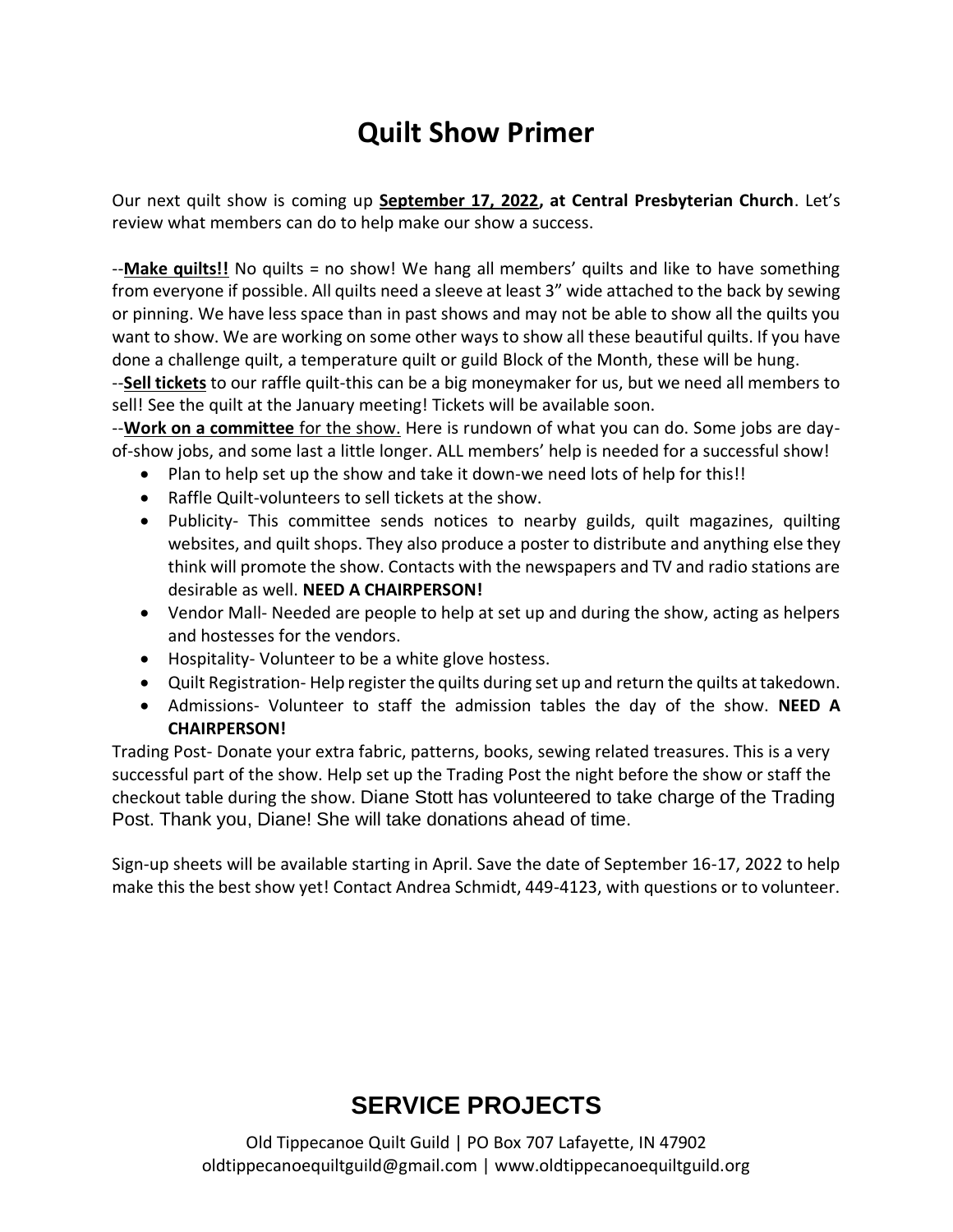# Quilt Show Primer

Our next quilt show is coming up **<u>September 17, 2022</u>, at Central Presbyterian Church**. Let's review what members can do to help make our show a success.

--**<u>Make quilts!!</u>** No quilts = no show! We hang all members' quilts and like to have something from everyone if possible. All quilts need a sleeve at least 3" wide attached to the back by sewing or pinning. We have less space than in past shows and may not be able to show all the quilts you want to show. We are working on some other ways to show all these beautiful quilts. If you have done a challenge quilt, a temperature quilt or guild Block of the Month, these will be hung.

--**<u>Sell tickets</u>** to our raffle quilt-this can be a big moneymaker for us, but we need all members to sell! See the quilt at the January meeting! Tickets will be available soon.

--**<u>Work on a committee</u>** <u>for the show.</u> Here is rundown of what you can do. Some jobs are day-of-show jobs, and some last a little longer. ALL members' help is needed for a successful show!

- Plan to help set up the show and take it down-we need lots of help for this!!
- Raffle Quilt-volunteers to sell tickets at the show.
- Publicity- This committee sends notices to nearby guilds, quilt magazines, quilting websites, and quilt shops. They also produce a poster to distribute and anything else they think will promote the show. Contacts with the newspapers and TV and radio stations are desirable as well. **NEED A CHAIRPERSON!**
- Vendor Mall- Needed are people to help at set up and during the show, acting as helpers and hostesses for the vendors.
- Hospitality- Volunteer to be a white glove hostess.
- Quilt Registration- Help register the quilts during set up and return the quilts at takedown.
- Admissions- Volunteer to staff the admission tables the day of the show. **NEED A CHAIRPERSON!**

Trading Post- Donate your extra fabric, patterns, books, sewing related treasures. This is a very successful part of the show. Help set up the Trading Post the night before the show or staff the checkout table during the show. Diane Stott has volunteered to take charge of the Trading Post. Thank you, Diane! She will take donations ahead of time.

Sign-up sheets will be available starting in April. Save the date of September 16-17, 2022 to help make this the best show yet! Contact Andrea Schmidt, 449-4123, with questions or to volunteer.

## SERVICE PROJECTS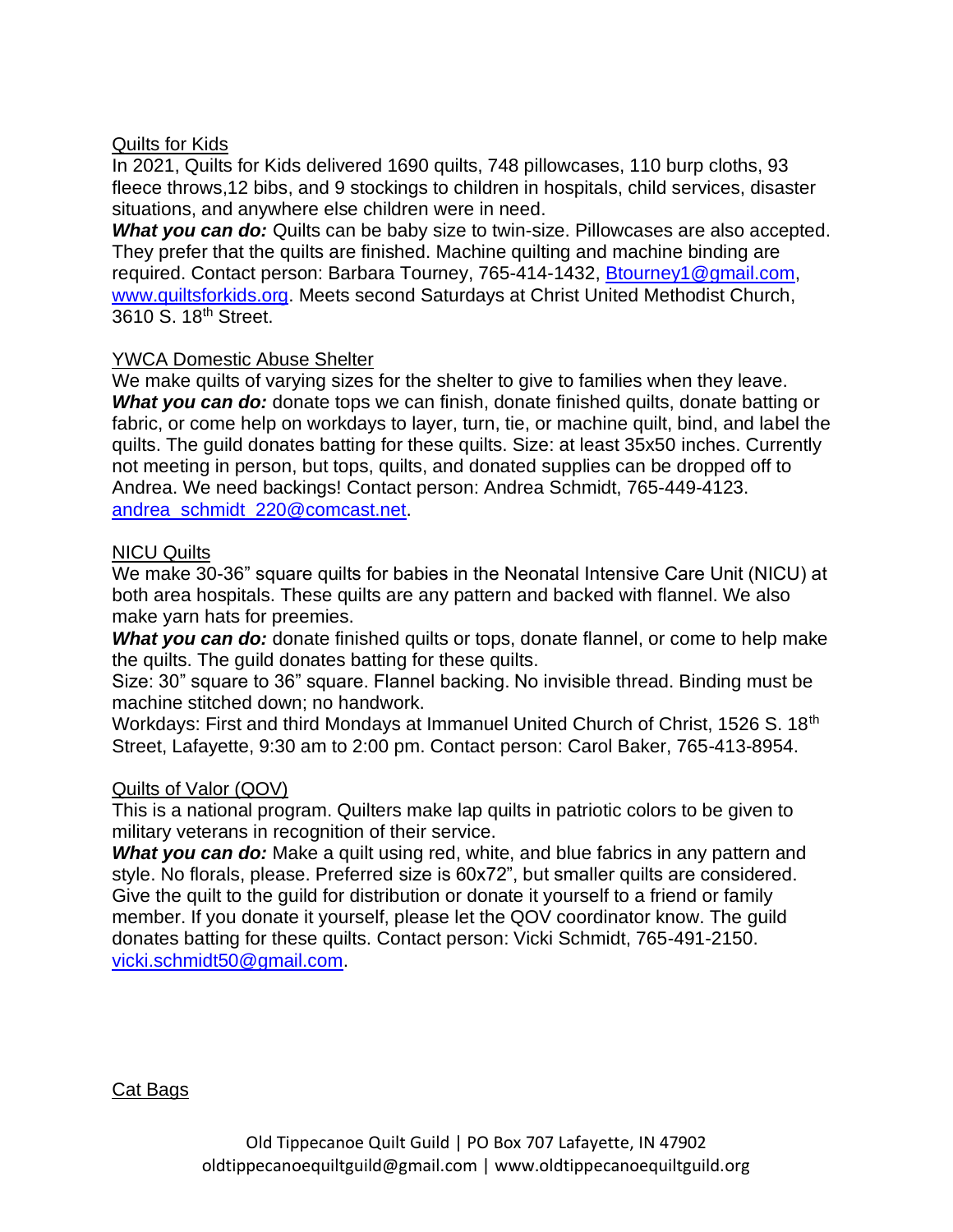## Quilts for Kids

In 2021, Quilts for Kids delivered 1690 quilts, 748 pillowcases, 110 burp cloths, 93 fleece throws,12 bibs, and 9 stockings to children in hospitals, child services, disaster situations, and anywhere else children were in need.

***What you can do:*** Quilts can be baby size to twin-size. Pillowcases are also accepted. They prefer that the quilts are finished. Machine quilting and machine binding are required. Contact person: Barbara Tourney, 765-414-1432, [Btourney1@gmail.com](mailto:Btourney1@gmail.com), [www.quiltsforkids.org](http://www.quiltsforkids.org). Meets second Saturdays at Christ United Methodist Church, 3610 S. 18th Street.

## YWCA Domestic Abuse Shelter

We make quilts of varying sizes for the shelter to give to families when they leave.

***What you can do:*** donate tops we can finish, donate finished quilts, donate batting or fabric, or come help on workdays to layer, turn, tie, or machine quilt, bind, and label the quilts. The guild donates batting for these quilts. Size: at least 35x50 inches. Currently not meeting in person, but tops, quilts, and donated supplies can be dropped off to Andrea. We need backings! Contact person: Andrea Schmidt, 765-449-4123. [andrea_schmidt_220@comcast.net](mailto:andrea_schmidt_220@comcast.net).

## NICU Quilts

We make 30-36" square quilts for babies in the Neonatal Intensive Care Unit (NICU) at both area hospitals. These quilts are any pattern and backed with flannel. We also make yarn hats for preemies.

***What you can do:*** donate finished quilts or tops, donate flannel, or come to help make the quilts. The guild donates batting for these quilts.

Size: 30" square to 36" square. Flannel backing. No invisible thread. Binding must be machine stitched down; no handwork.

Workdays: First and third Mondays at Immanuel United Church of Christ, 1526 S. 18th Street, Lafayette, 9:30 am to 2:00 pm. Contact person: Carol Baker, 765-413-8954.

## Quilts of Valor (QOV)

This is a national program. Quilters make lap quilts in patriotic colors to be given to military veterans in recognition of their service.

***What you can do:*** Make a quilt using red, white, and blue fabrics in any pattern and style. No florals, please. Preferred size is 60x72", but smaller quilts are considered. Give the quilt to the guild for distribution or donate it yourself to a friend or family member. If you donate it yourself, please let the QOV coordinator know. The guild donates batting for these quilts. Contact person: Vicki Schmidt, 765-491-2150. [vicki.schmidt50@gmail.com](mailto:vicki.schmidt50@gmail.com).

## Cat Bags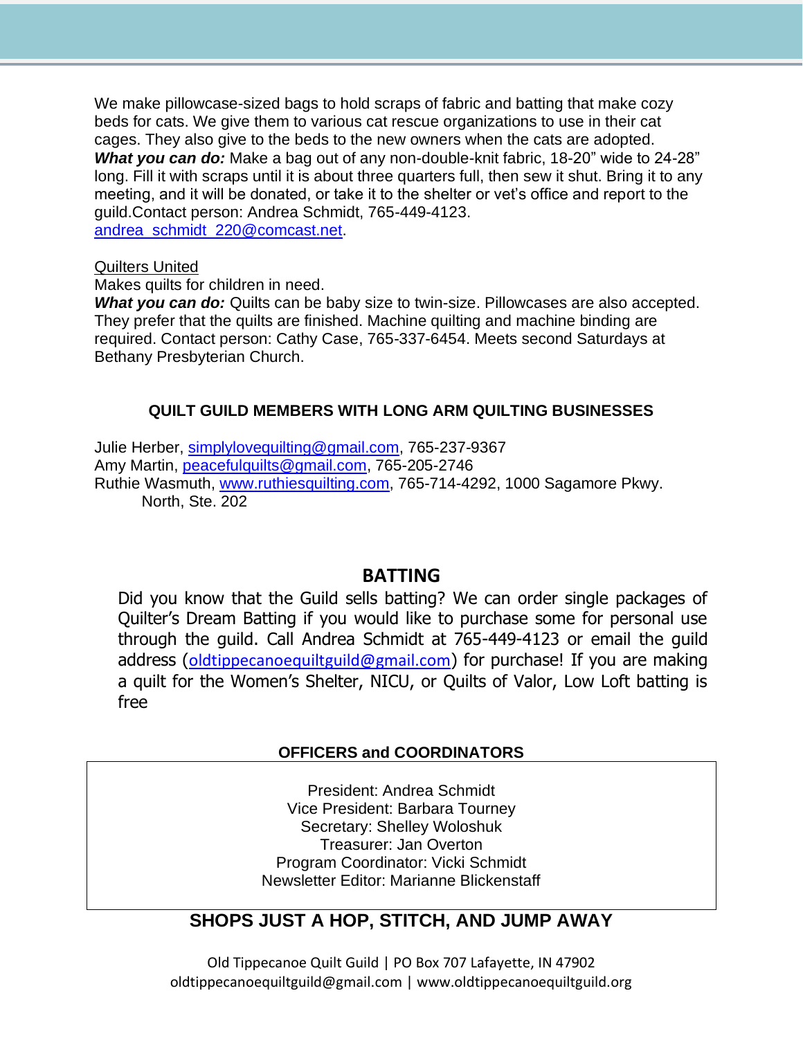We make pillowcase-sized bags to hold scraps of fabric and batting that make cozy beds for cats. We give them to various cat rescue organizations to use in their cat cages. They also give to the beds to the new owners when the cats are adopted.
***What you can do:*** Make a bag out of any non-double-knit fabric, 18-20" wide to 24-28" long. Fill it with scraps until it is about three quarters full, then sew it shut. Bring it to any meeting, and it will be donated, or take it to the shelter or vet's office and report to the guild.Contact person: Andrea Schmidt, 765-449-4123.
andrea_schmidt_220@comcast.net.

Quilters United
Makes quilts for children in need.
***What you can do:*** Quilts can be baby size to twin-size. Pillowcases are also accepted. They prefer that the quilts are finished. Machine quilting and machine binding are required. Contact person: Cathy Case, 765-337-6454. Meets second Saturdays at Bethany Presbyterian Church.

### QUILT GUILD MEMBERS WITH LONG ARM QUILTING BUSINESSES

Julie Herber, simplylovequilting@gmail.com, 765-237-9367
Amy Martin, peacefulquilts@gmail.com, 765-205-2746
Ruthie Wasmuth, www.ruthiesquilting.com, 765-714-4292, 1000 Sagamore Pkwy. North, Ste. 202

## BATTING

Did you know that the Guild sells batting? We can order single packages of Quilter's Dream Batting if you would like to purchase some for personal use through the guild. Call Andrea Schmidt at 765-449-4123 or email the guild address (oldtippecanoequiltguild@gmail.com) for purchase! If you are making a quilt for the Women's Shelter, NICU, or Quilts of Valor, Low Loft batting is free

### OFFICERS and COORDINATORS

President: Andrea Schmidt
Vice President: Barbara Tourney
Secretary: Shelley Woloshuk
Treasurer: Jan Overton
Program Coordinator: Vicki Schmidt
Newsletter Editor: Marianne Blickenstaff

### SHOPS JUST A HOP, STITCH, AND JUMP AWAY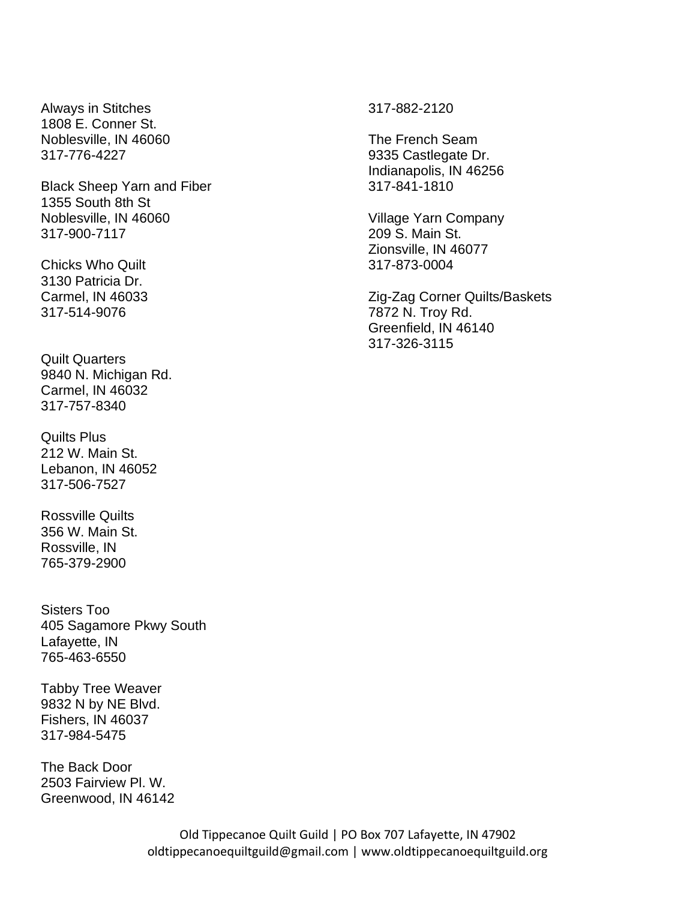Always in Stitches
1808 E. Conner St.
Noblesville, IN 46060
317-776-4227

Black Sheep Yarn and Fiber
1355 South 8th St
Noblesville, IN 46060
317-900-7117

Chicks Who Quilt
3130 Patricia Dr.
Carmel, IN 46033
317-514-9076

Quilt Quarters
9840 N. Michigan Rd.
Carmel, IN 46032
317-757-8340

Quilts Plus
212 W. Main St.
Lebanon, IN 46052
317-506-7527

Rossville Quilts
356 W. Main St.
Rossville, IN
765-379-2900

Sisters Too
405 Sagamore Pkwy South
Lafayette, IN
765-463-6550

Tabby Tree Weaver
9832 N by NE Blvd.
Fishers, IN 46037
317-984-5475

The Back Door
2503 Fairview Pl. W.
Greenwood, IN 46142
317-882-2120

The French Seam
9335 Castlegate Dr.
Indianapolis, IN 46256
317-841-1810

Village Yarn Company
209 S. Main St.
Zionsville, IN 46077
317-873-0004

Zig-Zag Corner Quilts/Baskets
7872 N. Troy Rd.
Greenfield, IN 46140
317-326-3115